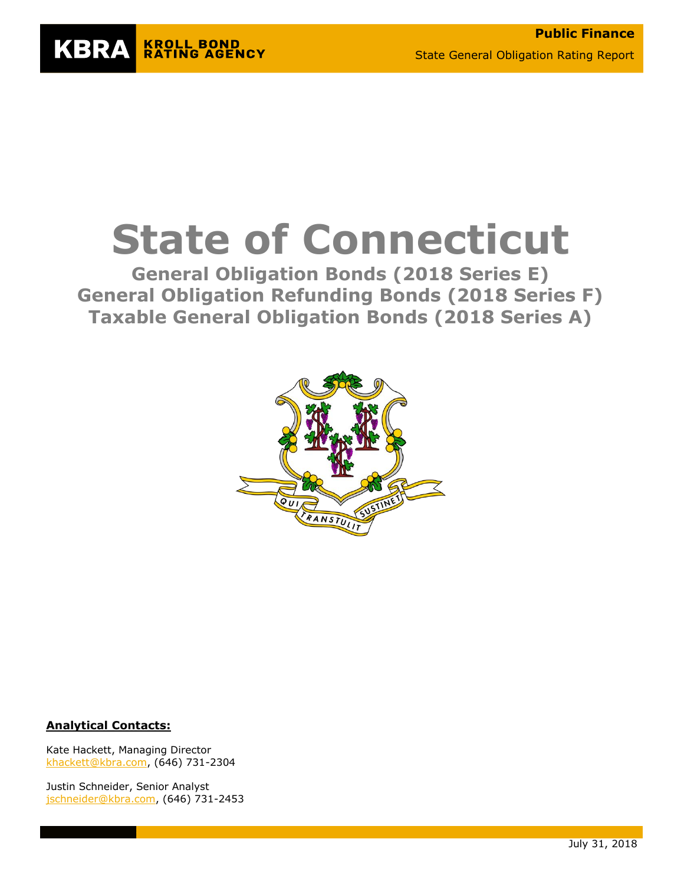KBRA KROLL BOND RATING AGENCY

**Public Finance**

State General Obligation Rating Report

# State of Connecticut

## General Obligation Bonds (2018 Series E)
## General Obligation Refunding Bonds (2018 Series F)
## Taxable General Obligation Bonds (2018 Series A)

**Analytical Contacts:**

Kate Hackett, Managing Director
khackett@kbra.com, (646) 731-2304

Justin Schneider, Senior Analyst
jschneider@kbra.com, (646) 731-2453

July 31, 2018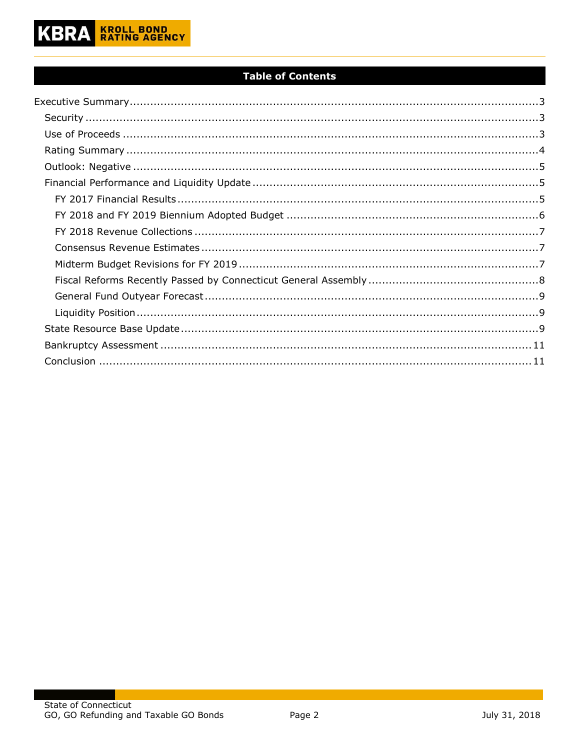## Table of Contents

- Executive Summary ..... 3
  - Security ..... 3
  - Use of Proceeds ..... 3
  - Rating Summary ..... 4
  - Outlook: Negative ..... 5
  - Financial Performance and Liquidity Update ..... 5
    - FY 2017 Financial Results ..... 5
    - FY 2018 and FY 2019 Biennium Adopted Budget ..... 6
    - FY 2018 Revenue Collections ..... 7
    - Consensus Revenue Estimates ..... 7
    - Midterm Budget Revisions for FY 2019 ..... 7
    - Fiscal Reforms Recently Passed by Connecticut General Assembly ..... 8
    - General Fund Outyear Forecast ..... 9
    - Liquidity Position ..... 9
  - State Resource Base Update ..... 9
  - Bankruptcy Assessment ..... 11
  - Conclusion ..... 11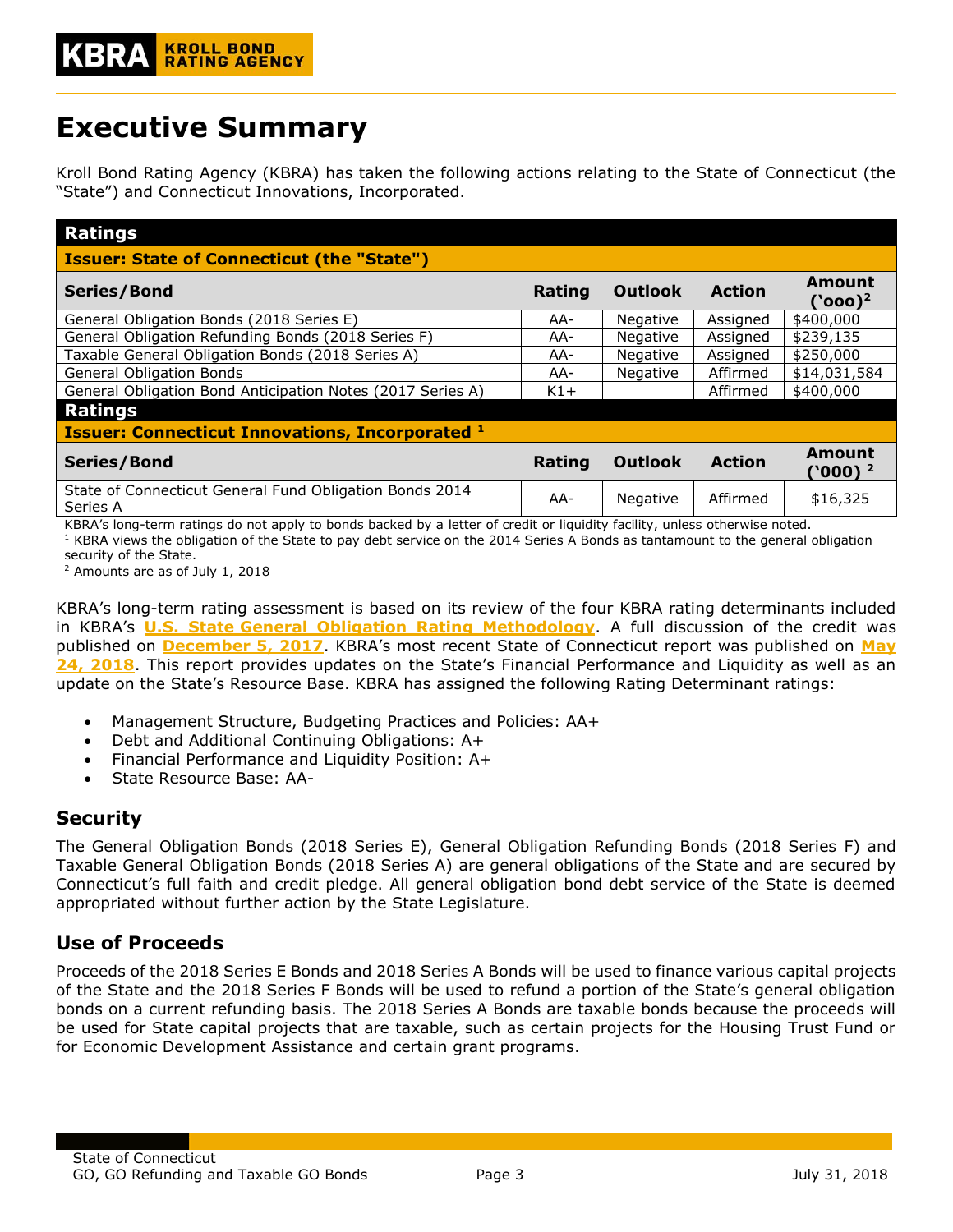# Executive Summary

Kroll Bond Rating Agency (KBRA) has taken the following actions relating to the State of Connecticut (the "State") and Connecticut Innovations, Incorporated.

**Ratings**

**Issuer: State of Connecticut (the "State")**

| Series/Bond | Rating | Outlook | Action | Amount ('ooo)[2] |
|---|---|---|---|---|
| General Obligation Bonds (2018 Series E) | AA- | Negative | Assigned | $400,000 |
| General Obligation Refunding Bonds (2018 Series F) | AA- | Negative | Assigned | $239,135 |
| Taxable General Obligation Bonds (2018 Series A) | AA- | Negative | Assigned | $250,000 |
| General Obligation Bonds | AA- | Negative | Affirmed | $14,031,584 |
| General Obligation Bond Anticipation Notes (2017 Series A) | K1+ | | Affirmed | $400,000 |

**Ratings**

**Issuer: Connecticut Innovations, Incorporated [1]**

| Series/Bond | Rating | Outlook | Action | Amount ('000) [2] |
|---|---|---|---|---|
| State of Connecticut General Fund Obligation Bonds 2014 Series A | AA- | Negative | Affirmed | $16,325 |

KBRA's long-term ratings do not apply to bonds backed by a letter of credit or liquidity facility, unless otherwise noted.
[1] KBRA views the obligation of the State to pay debt service on the 2014 Series A Bonds as tantamount to the general obligation security of the State.
[2] Amounts are as of July 1, 2018

KBRA's long-term rating assessment is based on its review of the four KBRA rating determinants included in KBRA's **U.S. State General Obligation Rating Methodology**. A full discussion of the credit was published on **December 5, 2017**. KBRA's most recent State of Connecticut report was published on **May 24, 2018**. This report provides updates on the State's Financial Performance and Liquidity as well as an update on the State's Resource Base. KBRA has assigned the following Rating Determinant ratings:

- Management Structure, Budgeting Practices and Policies: AA+
- Debt and Additional Continuing Obligations: A+
- Financial Performance and Liquidity Position: A+
- State Resource Base: AA-

## Security

The General Obligation Bonds (2018 Series E), General Obligation Refunding Bonds (2018 Series F) and Taxable General Obligation Bonds (2018 Series A) are general obligations of the State and are secured by Connecticut's full faith and credit pledge. All general obligation bond debt service of the State is deemed appropriated without further action by the State Legislature.

## Use of Proceeds

Proceeds of the 2018 Series E Bonds and 2018 Series A Bonds will be used to finance various capital projects of the State and the 2018 Series F Bonds will be used to refund a portion of the State's general obligation bonds on a current refunding basis. The 2018 Series A Bonds are taxable bonds because the proceeds will be used for State capital projects that are taxable, such as certain projects for the Housing Trust Fund or for Economic Development Assistance and certain grant programs.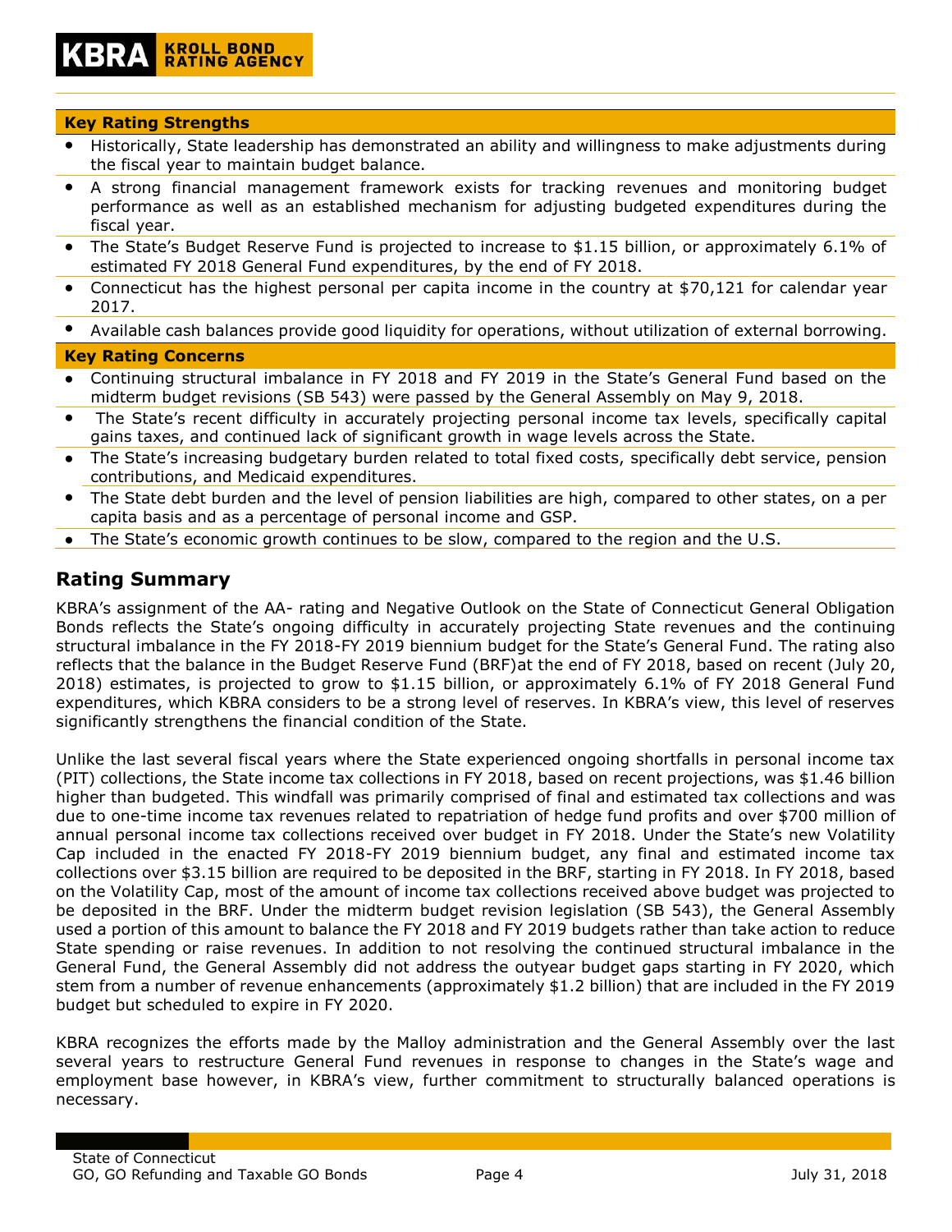**Key Rating Strengths**

- Historically, State leadership has demonstrated an ability and willingness to make adjustments during the fiscal year to maintain budget balance.
- A strong financial management framework exists for tracking revenues and monitoring budget performance as well as an established mechanism for adjusting budgeted expenditures during the fiscal year.
- The State's Budget Reserve Fund is projected to increase to $1.15 billion, or approximately 6.1% of estimated FY 2018 General Fund expenditures, by the end of FY 2018.
- Connecticut has the highest personal per capita income in the country at $70,121 for calendar year 2017.
- Available cash balances provide good liquidity for operations, without utilization of external borrowing.

**Key Rating Concerns**

- Continuing structural imbalance in FY 2018 and FY 2019 in the State's General Fund based on the midterm budget revisions (SB 543) were passed by the General Assembly on May 9, 2018.
- The State's recent difficulty in accurately projecting personal income tax levels, specifically capital gains taxes, and continued lack of significant growth in wage levels across the State.
- The State's increasing budgetary burden related to total fixed costs, specifically debt service, pension contributions, and Medicaid expenditures.
- The State debt burden and the level of pension liabilities are high, compared to other states, on a per capita basis and as a percentage of personal income and GSP.
- The State's economic growth continues to be slow, compared to the region and the U.S.

## Rating Summary

KBRA's assignment of the AA- rating and Negative Outlook on the State of Connecticut General Obligation Bonds reflects the State's ongoing difficulty in accurately projecting State revenues and the continuing structural imbalance in the FY 2018-FY 2019 biennium budget for the State's General Fund. The rating also reflects that the balance in the Budget Reserve Fund (BRF)at the end of FY 2018, based on recent (July 20, 2018) estimates, is projected to grow to $1.15 billion, or approximately 6.1% of FY 2018 General Fund expenditures, which KBRA considers to be a strong level of reserves. In KBRA's view, this level of reserves significantly strengthens the financial condition of the State.

Unlike the last several fiscal years where the State experienced ongoing shortfalls in personal income tax (PIT) collections, the State income tax collections in FY 2018, based on recent projections, was $1.46 billion higher than budgeted. This windfall was primarily comprised of final and estimated tax collections and was due to one-time income tax revenues related to repatriation of hedge fund profits and over $700 million of annual personal income tax collections received over budget in FY 2018. Under the State's new Volatility Cap included in the enacted FY 2018-FY 2019 biennium budget, any final and estimated income tax collections over $3.15 billion are required to be deposited in the BRF, starting in FY 2018. In FY 2018, based on the Volatility Cap, most of the amount of income tax collections received above budget was projected to be deposited in the BRF. Under the midterm budget revision legislation (SB 543), the General Assembly used a portion of this amount to balance the FY 2018 and FY 2019 budgets rather than take action to reduce State spending or raise revenues. In addition to not resolving the continued structural imbalance in the General Fund, the General Assembly did not address the outyear budget gaps starting in FY 2020, which stem from a number of revenue enhancements (approximately $1.2 billion) that are included in the FY 2019 budget but scheduled to expire in FY 2020.

KBRA recognizes the efforts made by the Malloy administration and the General Assembly over the last several years to restructure General Fund revenues in response to changes in the State's wage and employment base however, in KBRA's view, further commitment to structurally balanced operations is necessary.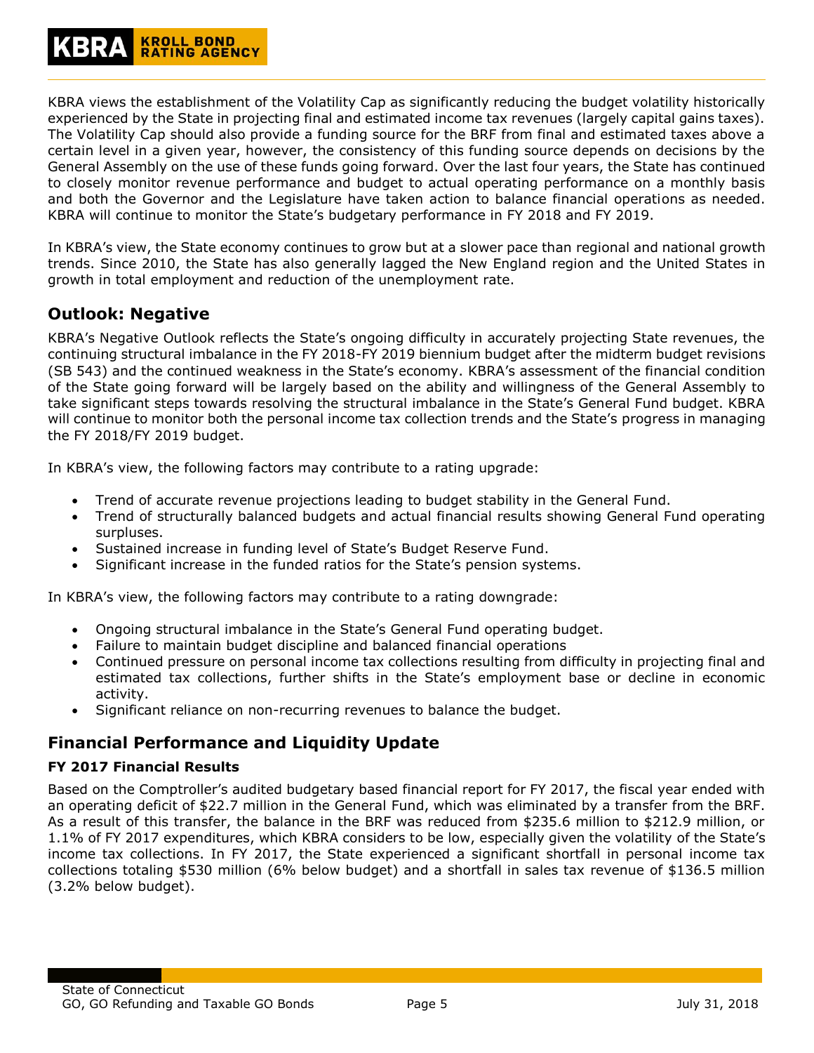KBRA views the establishment of the Volatility Cap as significantly reducing the budget volatility historically experienced by the State in projecting final and estimated income tax revenues (largely capital gains taxes). The Volatility Cap should also provide a funding source for the BRF from final and estimated taxes above a certain level in a given year, however, the consistency of this funding source depends on decisions by the General Assembly on the use of these funds going forward. Over the last four years, the State has continued to closely monitor revenue performance and budget to actual operating performance on a monthly basis and both the Governor and the Legislature have taken action to balance financial operations as needed. KBRA will continue to monitor the State's budgetary performance in FY 2018 and FY 2019.

In KBRA's view, the State economy continues to grow but at a slower pace than regional and national growth trends. Since 2010, the State has also generally lagged the New England region and the United States in growth in total employment and reduction of the unemployment rate.

## Outlook: Negative

KBRA's Negative Outlook reflects the State's ongoing difficulty in accurately projecting State revenues, the continuing structural imbalance in the FY 2018-FY 2019 biennium budget after the midterm budget revisions (SB 543) and the continued weakness in the State's economy. KBRA's assessment of the financial condition of the State going forward will be largely based on the ability and willingness of the General Assembly to take significant steps towards resolving the structural imbalance in the State's General Fund budget. KBRA will continue to monitor both the personal income tax collection trends and the State's progress in managing the FY 2018/FY 2019 budget.

In KBRA's view, the following factors may contribute to a rating upgrade:

- Trend of accurate revenue projections leading to budget stability in the General Fund.
- Trend of structurally balanced budgets and actual financial results showing General Fund operating surpluses.
- Sustained increase in funding level of State's Budget Reserve Fund.
- Significant increase in the funded ratios for the State's pension systems.

In KBRA's view, the following factors may contribute to a rating downgrade:

- Ongoing structural imbalance in the State's General Fund operating budget.
- Failure to maintain budget discipline and balanced financial operations
- Continued pressure on personal income tax collections resulting from difficulty in projecting final and estimated tax collections, further shifts in the State's employment base or decline in economic activity.
- Significant reliance on non-recurring revenues to balance the budget.

## Financial Performance and Liquidity Update

### FY 2017 Financial Results

Based on the Comptroller's audited budgetary based financial report for FY 2017, the fiscal year ended with an operating deficit of $22.7 million in the General Fund, which was eliminated by a transfer from the BRF. As a result of this transfer, the balance in the BRF was reduced from $235.6 million to $212.9 million, or 1.1% of FY 2017 expenditures, which KBRA considers to be low, especially given the volatility of the State's income tax collections. In FY 2017, the State experienced a significant shortfall in personal income tax collections totaling $530 million (6% below budget) and a shortfall in sales tax revenue of $136.5 million (3.2% below budget).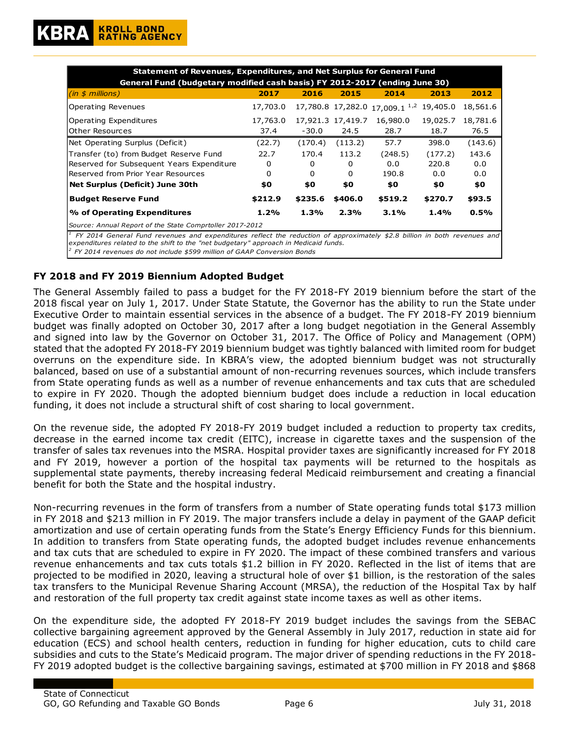| Statement of Revenues, Expenditures, and Net Surplus for General Fund<br>General Fund (budgetary modified cash basis) FY 2012-2017 (ending June 30) | | | | | | |
|---|---|---|---|---|---|---|
| *(in $ millions)* | **2017** | **2016** | **2015** | **2014** | **2013** | **2012** |
| Operating Revenues | 17,703.0 | 17,780.8 | 17,282.0 | 17,009.1 [1,2] | 19,405.0 | 18,561.6 |
| Operating Expenditures | 17,763.0 | 17,921.3 | 17,419.7 | 16,980.0 | 19,025.7 | 18,781.6 |
| Other Resources | 37.4 | -30.0 | 24.5 | 28.7 | 18.7 | 76.5 |
| Net Operating Surplus (Deficit) | (22.7) | (170.4) | (113.2) | 57.7 | 398.0 | (143.6) |
| Transfer (to) from Budget Reserve Fund | 22.7 | 170.4 | 113.2 | (248.5) | (177.2) | 143.6 |
| Reserved for Subsequent Years Expenditure | 0 | 0 | 0 | 0.0 | 220.8 | 0.0 |
| Reserved from Prior Year Resources | 0 | 0 | 0 | 190.8 | 0.0 | 0.0 |
| **Net Surplus (Deficit) June 30th** | **$0** | **$0** | **$0** | **$0** | **$0** | **$0** |
| **Budget Reserve Fund** | **$212.9** | **$235.6** | **$406.0** | **$519.2** | **$270.7** | **$93.5** |
| **% of Operating Expenditures** | **1.2%** | **1.3%** | **2.3%** | **3.1%** | **1.4%** | **0.5%** |

*Source: Annual Report of the State Comptroller 2017-2012*

*[1] FY 2014 General Fund revenues and expenditures reflect the reduction of approximately $2.8 billion in both revenues and expenditures related to the shift to the "net budgetary" approach in Medicaid funds.*

*[2] FY 2014 revenues do not include $599 million of GAAP Conversion Bonds*

## FY 2018 and FY 2019 Biennium Adopted Budget

The General Assembly failed to pass a budget for the FY 2018-FY 2019 biennium before the start of the 2018 fiscal year on July 1, 2017. Under State Statute, the Governor has the ability to run the State under Executive Order to maintain essential services in the absence of a budget. The FY 2018-FY 2019 biennium budget was finally adopted on October 30, 2017 after a long budget negotiation in the General Assembly and signed into law by the Governor on October 31, 2017. The Office of Policy and Management (OPM) stated that the adopted FY 2018-FY 2019 biennium budget was tightly balanced with limited room for budget overruns on the expenditure side. In KBRA's view, the adopted biennium budget was not structurally balanced, based on use of a substantial amount of non-recurring revenues sources, which include transfers from State operating funds as well as a number of revenue enhancements and tax cuts that are scheduled to expire in FY 2020. Though the adopted biennium budget does include a reduction in local education funding, it does not include a structural shift of cost sharing to local government.

On the revenue side, the adopted FY 2018-FY 2019 budget included a reduction to property tax credits, decrease in the earned income tax credit (EITC), increase in cigarette taxes and the suspension of the transfer of sales tax revenues into the MSRA. Hospital provider taxes are significantly increased for FY 2018 and FY 2019, however a portion of the hospital tax payments will be returned to the hospitals as supplemental state payments, thereby increasing federal Medicaid reimbursement and creating a financial benefit for both the State and the hospital industry.

Non-recurring revenues in the form of transfers from a number of State operating funds total $173 million in FY 2018 and $213 million in FY 2019. The major transfers include a delay in payment of the GAAP deficit amortization and use of certain operating funds from the State's Energy Efficiency Funds for this biennium. In addition to transfers from State operating funds, the adopted budget includes revenue enhancements and tax cuts that are scheduled to expire in FY 2020. The impact of these combined transfers and various revenue enhancements and tax cuts totals $1.2 billion in FY 2020. Reflected in the list of items that are projected to be modified in 2020, leaving a structural hole of over $1 billion, is the restoration of the sales tax transfers to the Municipal Revenue Sharing Account (MRSA), the reduction of the Hospital Tax by half and restoration of the full property tax credit against state income taxes as well as other items.

On the expenditure side, the adopted FY 2018-FY 2019 budget includes the savings from the SEBAC collective bargaining agreement approved by the General Assembly in July 2017, reduction in state aid for education (ECS) and school health centers, reduction in funding for higher education, cuts to child care subsidies and cuts to the State's Medicaid program. The major driver of spending reductions in the FY 2018-FY 2019 adopted budget is the collective bargaining savings, estimated at $700 million in FY 2018 and $868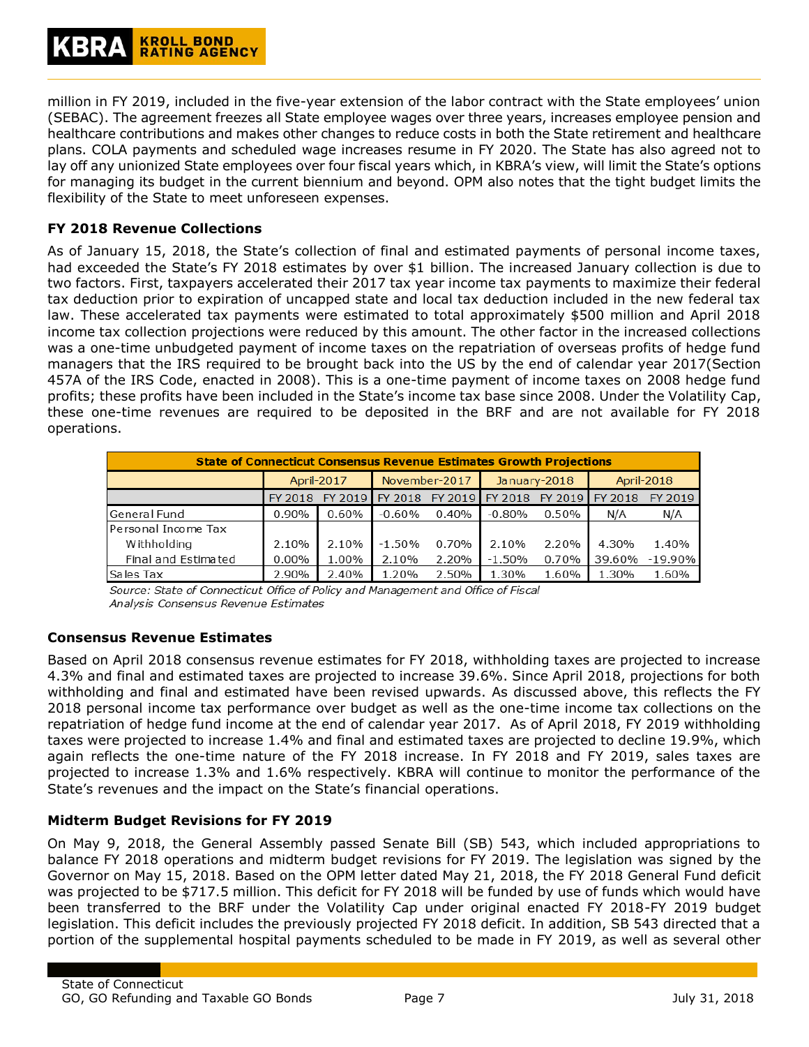million in FY 2019, included in the five-year extension of the labor contract with the State employees' union (SEBAC). The agreement freezes all State employee wages over three years, increases employee pension and healthcare contributions and makes other changes to reduce costs in both the State retirement and healthcare plans. COLA payments and scheduled wage increases resume in FY 2020. The State has also agreed not to lay off any unionized State employees over four fiscal years which, in KBRA's view, will limit the State's options for managing its budget in the current biennium and beyond. OPM also notes that the tight budget limits the flexibility of the State to meet unforeseen expenses.

### FY 2018 Revenue Collections

As of January 15, 2018, the State's collection of final and estimated payments of personal income taxes, had exceeded the State's FY 2018 estimates by over $1 billion. The increased January collection is due to two factors. First, taxpayers accelerated their 2017 tax year income tax payments to maximize their federal tax deduction prior to expiration of uncapped state and local tax deduction included in the new federal tax law. These accelerated tax payments were estimated to total approximately $500 million and April 2018 income tax collection projections were reduced by this amount. The other factor in the increased collections was a one-time unbudgeted payment of income taxes on the repatriation of overseas profits of hedge fund managers that the IRS required to be brought back into the US by the end of calendar year 2017(Section 457A of the IRS Code, enacted in 2008). This is a one-time payment of income taxes on 2008 hedge fund profits; these profits have been included in the State's income tax base since 2008. Under the Volatility Cap, these one-time revenues are required to be deposited in the BRF and are not available for FY 2018 operations.

| State of Connecticut Consensus Revenue Estimates Growth Projections | | | | | | | | |
|---|---|---|---|---|---|---|---|---|
| | April-2017 | | November-2017 | | January-2018 | | April-2018 | |
| | FY 2018 | FY 2019 | FY 2018 | FY 2019 | FY 2018 | FY 2019 | FY 2018 | FY 2019 |
| General Fund | 0.90% | 0.60% | -0.60% | 0.40% | -0.80% | 0.50% | N/A | N/A |
| Personal Income Tax | | | | | | | | |
| Withholding | 2.10% | 2.10% | -1.50% | 0.70% | 2.10% | 2.20% | 4.30% | 1.40% |
| Final and Estimated | 0.00% | 1.00% | 2.10% | 2.20% | -1.50% | 0.70% | 39.60% | -19.90% |
| Sales Tax | 2.90% | 2.40% | 1.20% | 2.50% | 1.30% | 1.60% | 1.30% | 1.60% |

*Source: State of Connecticut Office of Policy and Management and Office of Fiscal Analysis Consensus Revenue Estimates*

### Consensus Revenue Estimates

Based on April 2018 consensus revenue estimates for FY 2018, withholding taxes are projected to increase 4.3% and final and estimated taxes are projected to increase 39.6%. Since April 2018, projections for both withholding and final and estimated have been revised upwards. As discussed above, this reflects the FY 2018 personal income tax performance over budget as well as the one-time income tax collections on the repatriation of hedge fund income at the end of calendar year 2017. As of April 2018, FY 2019 withholding taxes were projected to increase 1.4% and final and estimated taxes are projected to decline 19.9%, which again reflects the one-time nature of the FY 2018 increase. In FY 2018 and FY 2019, sales taxes are projected to increase 1.3% and 1.6% respectively. KBRA will continue to monitor the performance of the State's revenues and the impact on the State's financial operations.

### Midterm Budget Revisions for FY 2019

On May 9, 2018, the General Assembly passed Senate Bill (SB) 543, which included appropriations to balance FY 2018 operations and midterm budget revisions for FY 2019. The legislation was signed by the Governor on May 15, 2018. Based on the OPM letter dated May 21, 2018, the FY 2018 General Fund deficit was projected to be $717.5 million. This deficit for FY 2018 will be funded by use of funds which would have been transferred to the BRF under the Volatility Cap under original enacted FY 2018-FY 2019 budget legislation. This deficit includes the previously projected FY 2018 deficit. In addition, SB 543 directed that a portion of the supplemental hospital payments scheduled to be made in FY 2019, as well as several other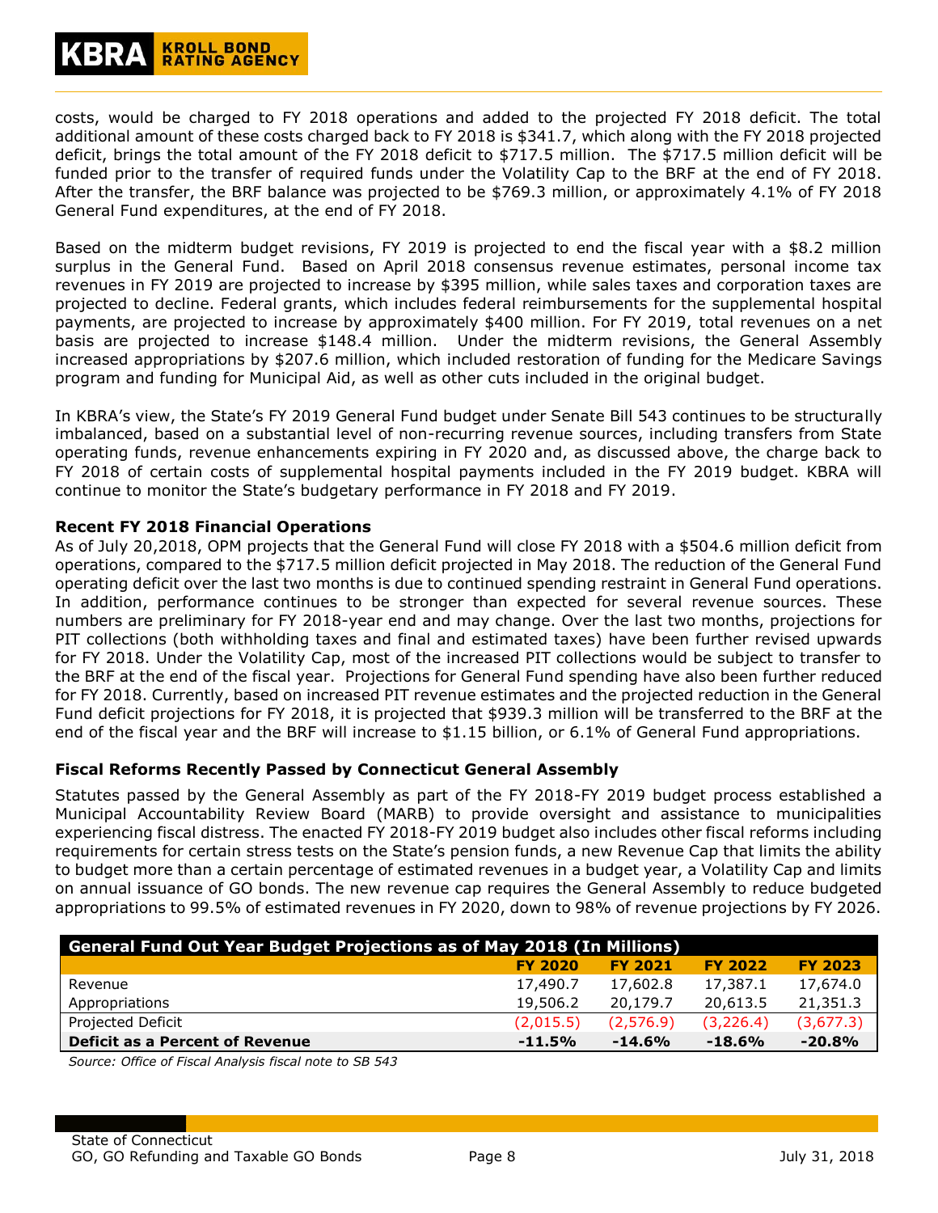costs, would be charged to FY 2018 operations and added to the projected FY 2018 deficit. The total additional amount of these costs charged back to FY 2018 is $341.7, which along with the FY 2018 projected deficit, brings the total amount of the FY 2018 deficit to $717.5 million. The $717.5 million deficit will be funded prior to the transfer of required funds under the Volatility Cap to the BRF at the end of FY 2018. After the transfer, the BRF balance was projected to be $769.3 million, or approximately 4.1% of FY 2018 General Fund expenditures, at the end of FY 2018.

Based on the midterm budget revisions, FY 2019 is projected to end the fiscal year with a $8.2 million surplus in the General Fund. Based on April 2018 consensus revenue estimates, personal income tax revenues in FY 2019 are projected to increase by $395 million, while sales taxes and corporation taxes are projected to decline. Federal grants, which includes federal reimbursements for the supplemental hospital payments, are projected to increase by approximately $400 million. For FY 2019, total revenues on a net basis are projected to increase $148.4 million. Under the midterm revisions, the General Assembly increased appropriations by $207.6 million, which included restoration of funding for the Medicare Savings program and funding for Municipal Aid, as well as other cuts included in the original budget.

In KBRA's view, the State's FY 2019 General Fund budget under Senate Bill 543 continues to be structurally imbalanced, based on a substantial level of non-recurring revenue sources, including transfers from State operating funds, revenue enhancements expiring in FY 2020 and, as discussed above, the charge back to FY 2018 of certain costs of supplemental hospital payments included in the FY 2019 budget. KBRA will continue to monitor the State's budgetary performance in FY 2018 and FY 2019.

**Recent FY 2018 Financial Operations**

As of July 20,2018, OPM projects that the General Fund will close FY 2018 with a $504.6 million deficit from operations, compared to the $717.5 million deficit projected in May 2018. The reduction of the General Fund operating deficit over the last two months is due to continued spending restraint in General Fund operations. In addition, performance continues to be stronger than expected for several revenue sources. These numbers are preliminary for FY 2018-year end and may change. Over the last two months, projections for PIT collections (both withholding taxes and final and estimated taxes) have been further revised upwards for FY 2018. Under the Volatility Cap, most of the increased PIT collections would be subject to transfer to the BRF at the end of the fiscal year. Projections for General Fund spending have also been further reduced for FY 2018. Currently, based on increased PIT revenue estimates and the projected reduction in the General Fund deficit projections for FY 2018, it is projected that $939.3 million will be transferred to the BRF at the end of the fiscal year and the BRF will increase to $1.15 billion, or 6.1% of General Fund appropriations.

**Fiscal Reforms Recently Passed by Connecticut General Assembly**

Statutes passed by the General Assembly as part of the FY 2018-FY 2019 budget process established a Municipal Accountability Review Board (MARB) to provide oversight and assistance to municipalities experiencing fiscal distress. The enacted FY 2018-FY 2019 budget also includes other fiscal reforms including requirements for certain stress tests on the State's pension funds, a new Revenue Cap that limits the ability to budget more than a certain percentage of estimated revenues in a budget year, a Volatility Cap and limits on annual issuance of GO bonds. The new revenue cap requires the General Assembly to reduce budgeted appropriations to 99.5% of estimated revenues in FY 2020, down to 98% of revenue projections by FY 2026.

**General Fund Out Year Budget Projections as of May 2018 (In Millions)**

| | FY 2020 | FY 2021 | FY 2022 | FY 2023 |
|---|---|---|---|---|
| Revenue | 17,490.7 | 17,602.8 | 17,387.1 | 17,674.0 |
| Appropriations | 19,506.2 | 20,179.7 | 20,613.5 | 21,351.3 |
| Projected Deficit | (2,015.5) | (2,576.9) | (3,226.4) | (3,677.3) |
| **Deficit as a Percent of Revenue** | **-11.5%** | **-14.6%** | **-18.6%** | **-20.8%** |

*Source: Office of Fiscal Analysis fiscal note to SB 543*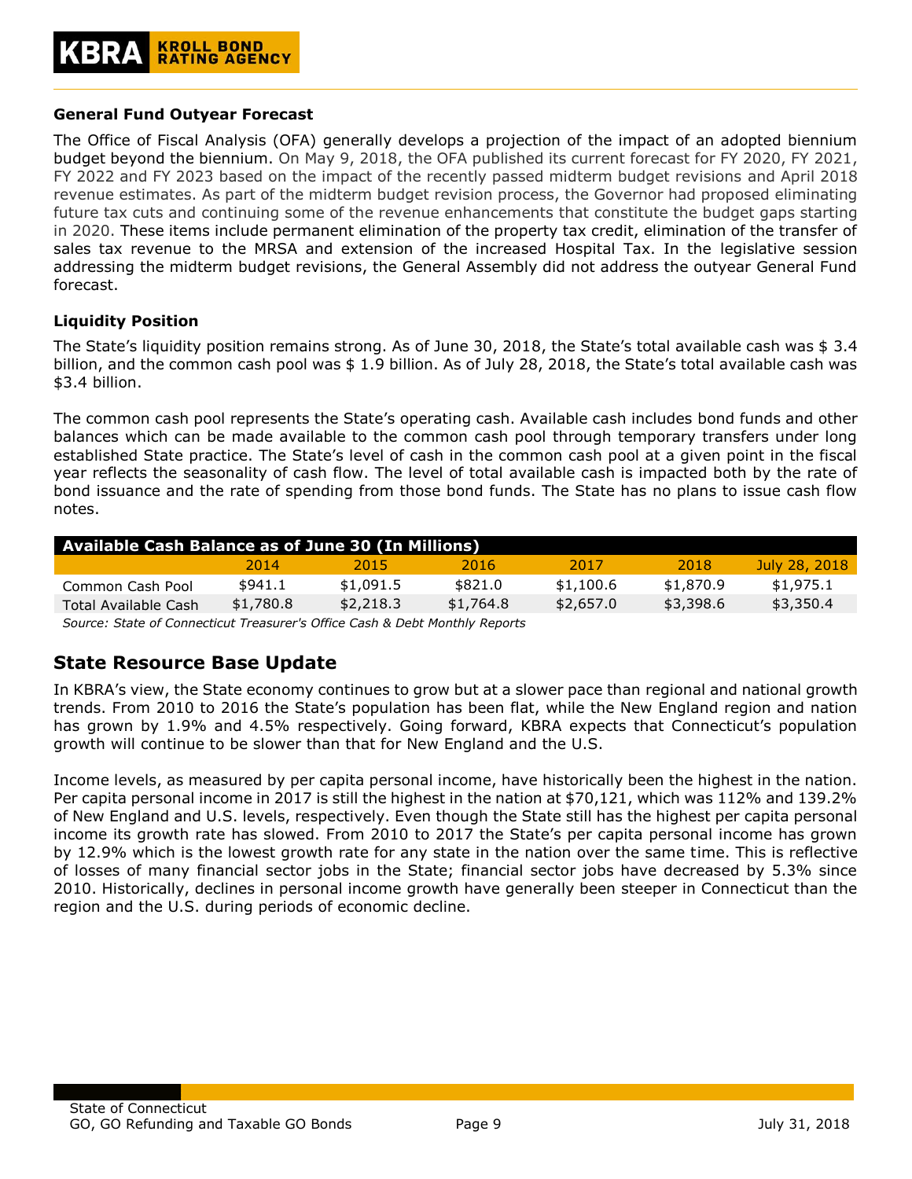### General Fund Outyear Forecast

The Office of Fiscal Analysis (OFA) generally develops a projection of the impact of an adopted biennium budget beyond the biennium. On May 9, 2018, the OFA published its current forecast for FY 2020, FY 2021, FY 2022 and FY 2023 based on the impact of the recently passed midterm budget revisions and April 2018 revenue estimates. As part of the midterm budget revision process, the Governor had proposed eliminating future tax cuts and continuing some of the revenue enhancements that constitute the budget gaps starting in 2020. These items include permanent elimination of the property tax credit, elimination of the transfer of sales tax revenue to the MRSA and extension of the increased Hospital Tax. In the legislative session addressing the midterm budget revisions, the General Assembly did not address the outyear General Fund forecast.

### Liquidity Position

The State's liquidity position remains strong. As of June 30, 2018, the State's total available cash was $ 3.4 billion, and the common cash pool was $ 1.9 billion. As of July 28, 2018, the State's total available cash was $3.4 billion.

The common cash pool represents the State's operating cash. Available cash includes bond funds and other balances which can be made available to the common cash pool through temporary transfers under long established State practice. The State's level of cash in the common cash pool at a given point in the fiscal year reflects the seasonality of cash flow. The level of total available cash is impacted both by the rate of bond issuance and the rate of spending from those bond funds. The State has no plans to issue cash flow notes.

**Available Cash Balance as of June 30 (In Millions)**

| | 2014 | 2015 | 2016 | 2017 | 2018 | July 28, 2018 |
|---|---|---|---|---|---|---|
| Common Cash Pool | $941.1 | $1,091.5 | $821.0 | $1,100.6 | $1,870.9 | $1,975.1 |
| Total Available Cash | $1,780.8 | $2,218.3 | $1,764.8 | $2,657.0 | $3,398.6 | $3,350.4 |

*Source: State of Connecticut Treasurer's Office Cash & Debt Monthly Reports*

## State Resource Base Update

In KBRA's view, the State economy continues to grow but at a slower pace than regional and national growth trends. From 2010 to 2016 the State's population has been flat, while the New England region and nation has grown by 1.9% and 4.5% respectively. Going forward, KBRA expects that Connecticut's population growth will continue to be slower than that for New England and the U.S.

Income levels, as measured by per capita personal income, have historically been the highest in the nation. Per capita personal income in 2017 is still the highest in the nation at $70,121, which was 112% and 139.2% of New England and U.S. levels, respectively. Even though the State still has the highest per capita personal income its growth rate has slowed. From 2010 to 2017 the State's per capita personal income has grown by 12.9% which is the lowest growth rate for any state in the nation over the same time. This is reflective of losses of many financial sector jobs in the State; financial sector jobs have decreased by 5.3% since 2010. Historically, declines in personal income growth have generally been steeper in Connecticut than the region and the U.S. during periods of economic decline.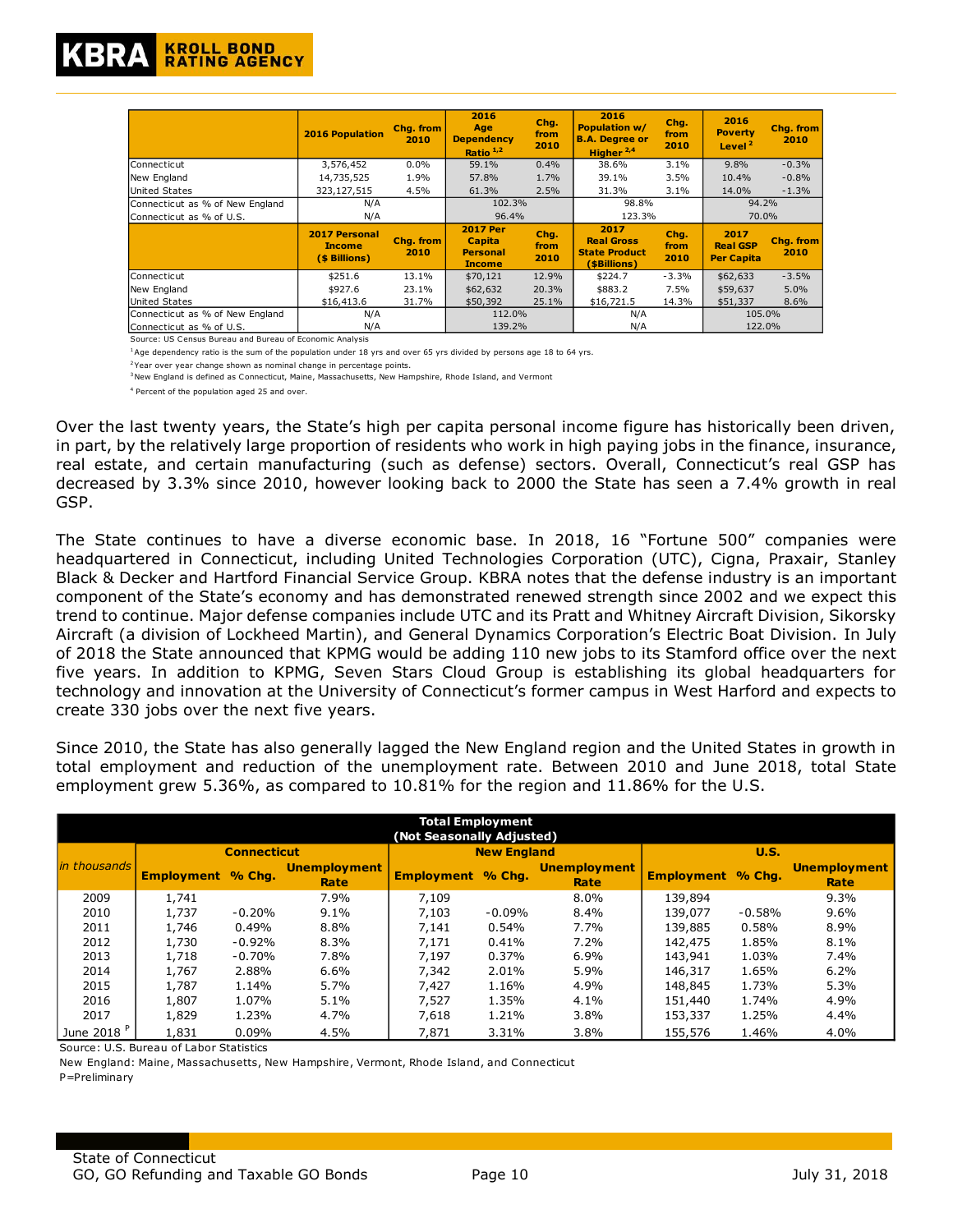| | 2016 Population | Chg. from 2010 | 2016 Age Dependency Ratio [1,2] | Chg. from 2010 | 2016 Population w/ B.A. Degree or Higher [2,4] | Chg. from 2010 | 2016 Poverty Level [2] | Chg. from 2010 |
|---|---|---|---|---|---|---|---|---|
| Connecticut | 3,576,452 | 0.0% | 59.1% | 0.4% | 38.6% | 3.1% | 9.8% | -0.3% |
| New England | 14,735,525 | 1.9% | 57.8% | 1.7% | 39.1% | 3.5% | 10.4% | -0.8% |
| United States | 323,127,515 | 4.5% | 61.3% | 2.5% | 31.3% | 3.1% | 14.0% | -1.3% |
| Connecticut as % of New England | N/A | | 102.3% | | 98.8% | | 94.2% | |
| Connecticut as % of U.S. | N/A | | 96.4% | | 123.3% | | 70.0% | |
| | **2017 Personal Income ($ Billions)** | **Chg. from 2010** | **2017 Per Capita Personal Income** | **Chg. from 2010** | **2017 Real Gross State Product ($Billions)** | **Chg. from 2010** | **2017 Real GSP Per Capita** | **Chg. from 2010** |
| Connecticut | $251.6 | 13.1% | $70,121 | 12.9% | $224.7 | -3.3% | $62,633 | -3.5% |
| New England | $927.6 | 23.1% | $62,632 | 20.3% | $883.2 | 7.5% | $59,637 | 5.0% |
| United States | $16,413.6 | 31.7% | $50,392 | 25.1% | $16,721.5 | 14.3% | $51,337 | 8.6% |
| Connecticut as % of New England | N/A | | 112.0% | | N/A | | 105.0% | |
| Connecticut as % of U.S. | N/A | | 139.2% | | N/A | | 122.0% | |

Source: US Census Bureau and Bureau of Economic Analysis

[1] Age dependency ratio is the sum of the population under 18 yrs and over 65 yrs divided by persons age 18 to 64 yrs.

[2] Year over year change shown as nominal change in percentage points.

[3] New England is defined as Connecticut, Maine, Massachusetts, New Hampshire, Rhode Island, and Vermont

[4] Percent of the population aged 25 and over.

Over the last twenty years, the State's high per capita personal income figure has historically been driven, in part, by the relatively large proportion of residents who work in high paying jobs in the finance, insurance, real estate, and certain manufacturing (such as defense) sectors. Overall, Connecticut's real GSP has decreased by 3.3% since 2010, however looking back to 2000 the State has seen a 7.4% growth in real GSP.

The State continues to have a diverse economic base. In 2018, 16 "Fortune 500" companies were headquartered in Connecticut, including United Technologies Corporation (UTC), Cigna, Praxair, Stanley Black & Decker and Hartford Financial Service Group. KBRA notes that the defense industry is an important component of the State's economy and has demonstrated renewed strength since 2002 and we expect this trend to continue. Major defense companies include UTC and its Pratt and Whitney Aircraft Division, Sikorsky Aircraft (a division of Lockheed Martin), and General Dynamics Corporation's Electric Boat Division. In July of 2018 the State announced that KPMG would be adding 110 new jobs to its Stamford office over the next five years. In addition to KPMG, Seven Stars Cloud Group is establishing its global headquarters for technology and innovation at the University of Connecticut's former campus in West Harford and expects to create 330 jobs over the next five years.

Since 2010, the State has also generally lagged the New England region and the United States in growth in total employment and reduction of the unemployment rate. Between 2010 and June 2018, total State employment grew 5.36%, as compared to 10.81% for the region and 11.86% for the U.S.

| Total Employment (Not Seasonally Adjusted) | | | | | | | | | |
|---|---|---|---|---|---|---|---|---|---|
| | **Connecticut** | | | **New England** | | | **U.S.** | | |
| *in thousands* | **Employment** | **% Chg.** | **Unemployment Rate** | **Employment** | **% Chg.** | **Unemployment Rate** | **Employment** | **% Chg.** | **Unemployment Rate** |
| 2009 | 1,741 | | 7.9% | 7,109 | | 8.0% | 139,894 | | 9.3% |
| 2010 | 1,737 | -0.20% | 9.1% | 7,103 | -0.09% | 8.4% | 139,077 | -0.58% | 9.6% |
| 2011 | 1,746 | 0.49% | 8.8% | 7,141 | 0.54% | 7.7% | 139,885 | 0.58% | 8.9% |
| 2012 | 1,730 | -0.92% | 8.3% | 7,171 | 0.41% | 7.2% | 142,475 | 1.85% | 8.1% |
| 2013 | 1,718 | -0.70% | 7.8% | 7,197 | 0.37% | 6.9% | 143,941 | 1.03% | 7.4% |
| 2014 | 1,767 | 2.88% | 6.6% | 7,342 | 2.01% | 5.9% | 146,317 | 1.65% | 6.2% |
| 2015 | 1,787 | 1.14% | 5.7% | 7,427 | 1.16% | 4.9% | 148,845 | 1.73% | 5.3% |
| 2016 | 1,807 | 1.07% | 5.1% | 7,527 | 1.35% | 4.1% | 151,440 | 1.74% | 4.9% |
| 2017 | 1,829 | 1.23% | 4.7% | 7,618 | 1.21% | 3.8% | 153,337 | 1.25% | 4.4% |
| June 2018 [P] | 1,831 | 0.09% | 4.5% | 7,871 | 3.31% | 3.8% | 155,576 | 1.46% | 4.0% |

Source: U.S. Bureau of Labor Statistics

New England: Maine, Massachusetts, New Hampshire, Vermont, Rhode Island, and Connecticut

P=Preliminary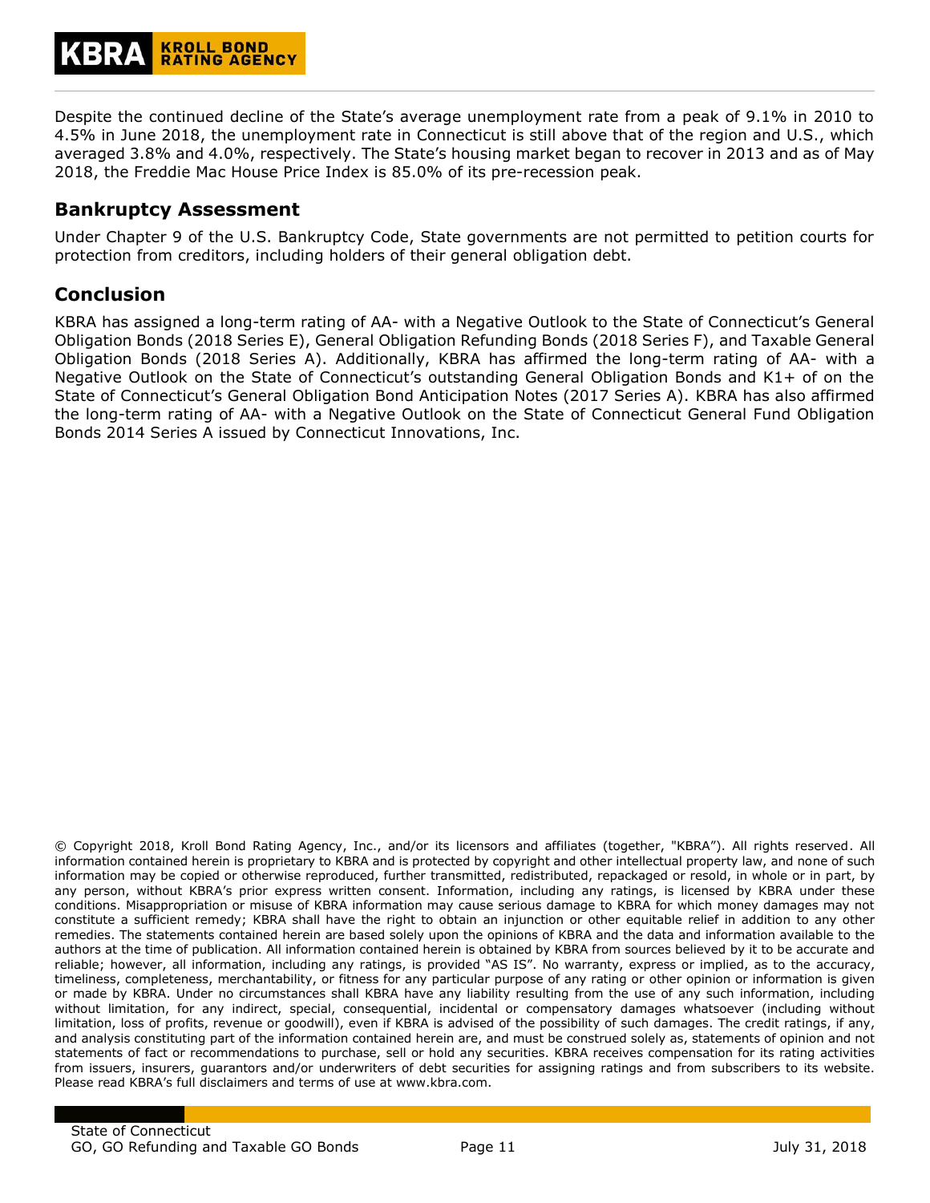Despite the continued decline of the State's average unemployment rate from a peak of 9.1% in 2010 to 4.5% in June 2018, the unemployment rate in Connecticut is still above that of the region and U.S., which averaged 3.8% and 4.0%, respectively. The State's housing market began to recover in 2013 and as of May 2018, the Freddie Mac House Price Index is 85.0% of its pre-recession peak.

## Bankruptcy Assessment

Under Chapter 9 of the U.S. Bankruptcy Code, State governments are not permitted to petition courts for protection from creditors, including holders of their general obligation debt.

## Conclusion

KBRA has assigned a long-term rating of AA- with a Negative Outlook to the State of Connecticut's General Obligation Bonds (2018 Series E), General Obligation Refunding Bonds (2018 Series F), and Taxable General Obligation Bonds (2018 Series A). Additionally, KBRA has affirmed the long-term rating of AA- with a Negative Outlook on the State of Connecticut's outstanding General Obligation Bonds and K1+ of on the State of Connecticut's General Obligation Bond Anticipation Notes (2017 Series A). KBRA has also affirmed the long-term rating of AA- with a Negative Outlook on the State of Connecticut General Fund Obligation Bonds 2014 Series A issued by Connecticut Innovations, Inc.

© Copyright 2018, Kroll Bond Rating Agency, Inc., and/or its licensors and affiliates (together, "KBRA"). All rights reserved. All information contained herein is proprietary to KBRA and is protected by copyright and other intellectual property law, and none of such information may be copied or otherwise reproduced, further transmitted, redistributed, repackaged or resold, in whole or in part, by any person, without KBRA's prior express written consent. Information, including any ratings, is licensed by KBRA under these conditions. Misappropriation or misuse of KBRA information may cause serious damage to KBRA for which money damages may not constitute a sufficient remedy; KBRA shall have the right to obtain an injunction or other equitable relief in addition to any other remedies. The statements contained herein are based solely upon the opinions of KBRA and the data and information available to the authors at the time of publication. All information contained herein is obtained by KBRA from sources believed by it to be accurate and reliable; however, all information, including any ratings, is provided "AS IS". No warranty, express or implied, as to the accuracy, timeliness, completeness, merchantability, or fitness for any particular purpose of any rating or other opinion or information is given or made by KBRA. Under no circumstances shall KBRA have any liability resulting from the use of any such information, including without limitation, for any indirect, special, consequential, incidental or compensatory damages whatsoever (including without limitation, loss of profits, revenue or goodwill), even if KBRA is advised of the possibility of such damages. The credit ratings, if any, and analysis constituting part of the information contained herein are, and must be construed solely as, statements of opinion and not statements of fact or recommendations to purchase, sell or hold any securities. KBRA receives compensation for its rating activities from issuers, insurers, guarantors and/or underwriters of debt securities for assigning ratings and from subscribers to its website. Please read KBRA's full disclaimers and terms of use at www.kbra.com.